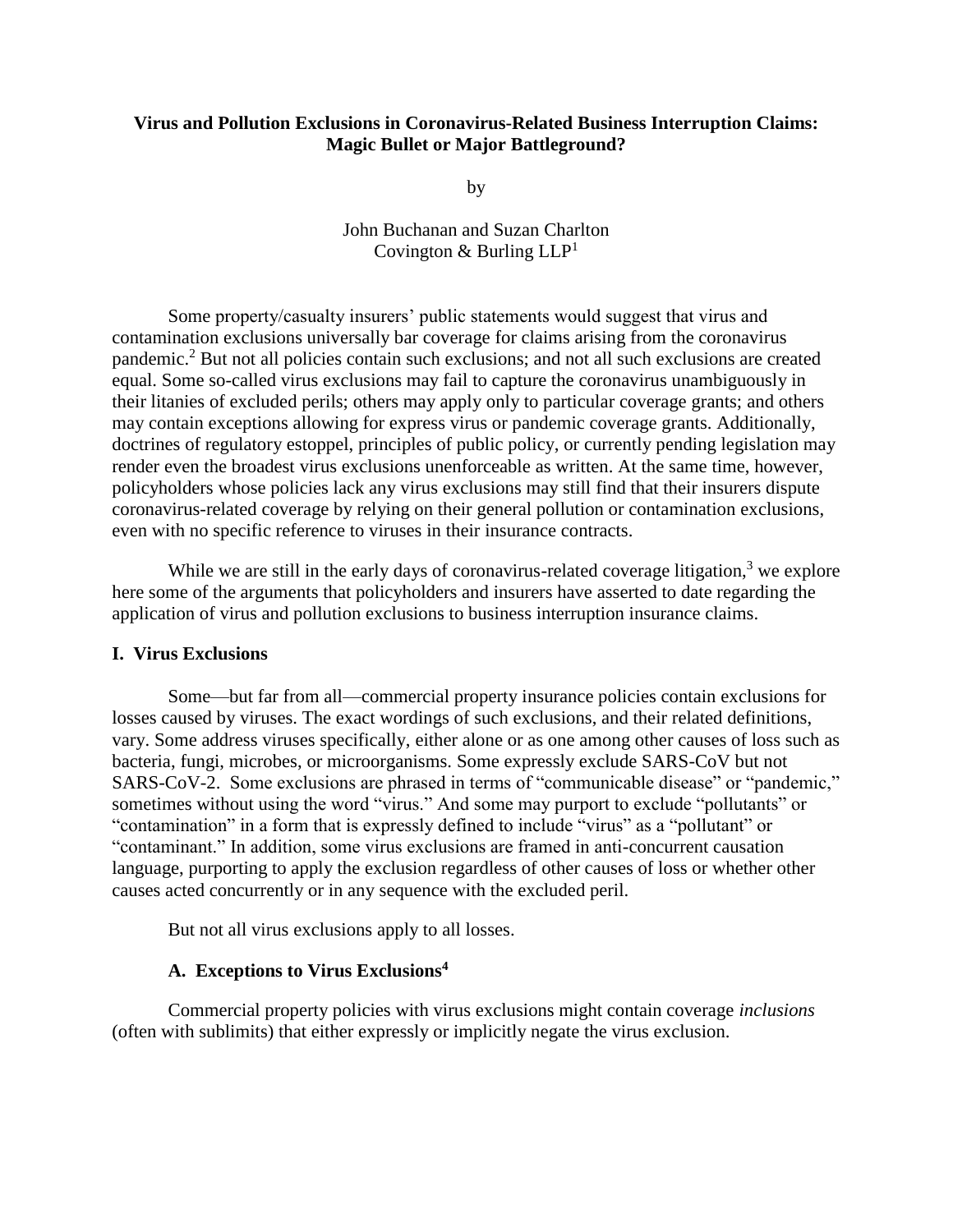**Virus and Pollution Exclusions in Coronavirus-Related Business Interruption Claims: Magic Bullet or Major Battleground?**

by

John Buchanan and Suzan Charlton
Covington & Burling LLP[1]

Some property/casualty insurers' public statements would suggest that virus and contamination exclusions universally bar coverage for claims arising from the coronavirus pandemic.[2] But not all policies contain such exclusions; and not all such exclusions are created equal. Some so-called virus exclusions may fail to capture the coronavirus unambiguously in their litanies of excluded perils; others may apply only to particular coverage grants; and others may contain exceptions allowing for express virus or pandemic coverage grants. Additionally, doctrines of regulatory estoppel, principles of public policy, or currently pending legislation may render even the broadest virus exclusions unenforceable as written. At the same time, however, policyholders whose policies lack any virus exclusions may still find that their insurers dispute coronavirus-related coverage by relying on their general pollution or contamination exclusions, even with no specific reference to viruses in their insurance contracts.

While we are still in the early days of coronavirus-related coverage litigation,[3] we explore here some of the arguments that policyholders and insurers have asserted to date regarding the application of virus and pollution exclusions to business interruption insurance claims.

## I. Virus Exclusions

Some—but far from all—commercial property insurance policies contain exclusions for losses caused by viruses. The exact wordings of such exclusions, and their related definitions, vary. Some address viruses specifically, either alone or as one among other causes of loss such as bacteria, fungi, microbes, or microorganisms. Some expressly exclude SARS-CoV but not SARS-CoV-2. Some exclusions are phrased in terms of "communicable disease" or "pandemic," sometimes without using the word "virus." And some may purport to exclude "pollutants" or "contamination" in a form that is expressly defined to include "virus" as a "pollutant" or "contaminant." In addition, some virus exclusions are framed in anti-concurrent causation language, purporting to apply the exclusion regardless of other causes of loss or whether other causes acted concurrently or in any sequence with the excluded peril.

But not all virus exclusions apply to all losses.

### A. Exceptions to Virus Exclusions[4]

Commercial property policies with virus exclusions might contain coverage *inclusions* (often with sublimits) that either expressly or implicitly negate the virus exclusion.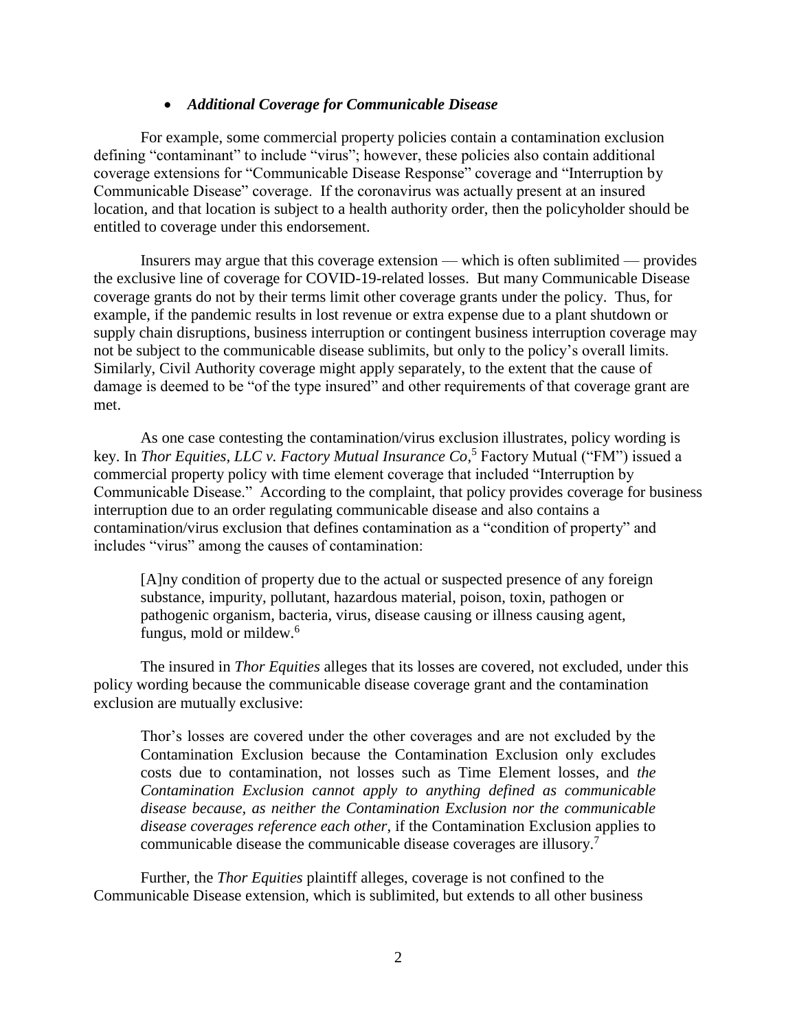- ***Additional Coverage for Communicable Disease***

For example, some commercial property policies contain a contamination exclusion defining "contaminant" to include "virus"; however, these policies also contain additional coverage extensions for "Communicable Disease Response" coverage and "Interruption by Communicable Disease" coverage. If the coronavirus was actually present at an insured location, and that location is subject to a health authority order, then the policyholder should be entitled to coverage under this endorsement.

Insurers may argue that this coverage extension — which is often sublimited — provides the exclusive line of coverage for COVID-19-related losses. But many Communicable Disease coverage grants do not by their terms limit other coverage grants under the policy. Thus, for example, if the pandemic results in lost revenue or extra expense due to a plant shutdown or supply chain disruptions, business interruption or contingent business interruption coverage may not be subject to the communicable disease sublimits, but only to the policy's overall limits. Similarly, Civil Authority coverage might apply separately, to the extent that the cause of damage is deemed to be "of the type insured" and other requirements of that coverage grant are met.

As one case contesting the contamination/virus exclusion illustrates, policy wording is key. In *Thor Equities, LLC v. Factory Mutual Insurance Co*,[5] Factory Mutual ("FM") issued a commercial property policy with time element coverage that included "Interruption by Communicable Disease." According to the complaint, that policy provides coverage for business interruption due to an order regulating communicable disease and also contains a contamination/virus exclusion that defines contamination as a "condition of property" and includes "virus" among the causes of contamination:

> [A]ny condition of property due to the actual or suspected presence of any foreign substance, impurity, pollutant, hazardous material, poison, toxin, pathogen or pathogenic organism, bacteria, virus, disease causing or illness causing agent, fungus, mold or mildew.[6]

The insured in *Thor Equities* alleges that its losses are covered, not excluded, under this policy wording because the communicable disease coverage grant and the contamination exclusion are mutually exclusive:

> Thor's losses are covered under the other coverages and are not excluded by the Contamination Exclusion because the Contamination Exclusion only excludes costs due to contamination, not losses such as Time Element losses, and *the Contamination Exclusion cannot apply to anything defined as communicable disease because, as neither the Contamination Exclusion nor the communicable disease coverages reference each other*, if the Contamination Exclusion applies to communicable disease the communicable disease coverages are illusory.[7]

Further, the *Thor Equities* plaintiff alleges, coverage is not confined to the Communicable Disease extension, which is sublimited, but extends to all other business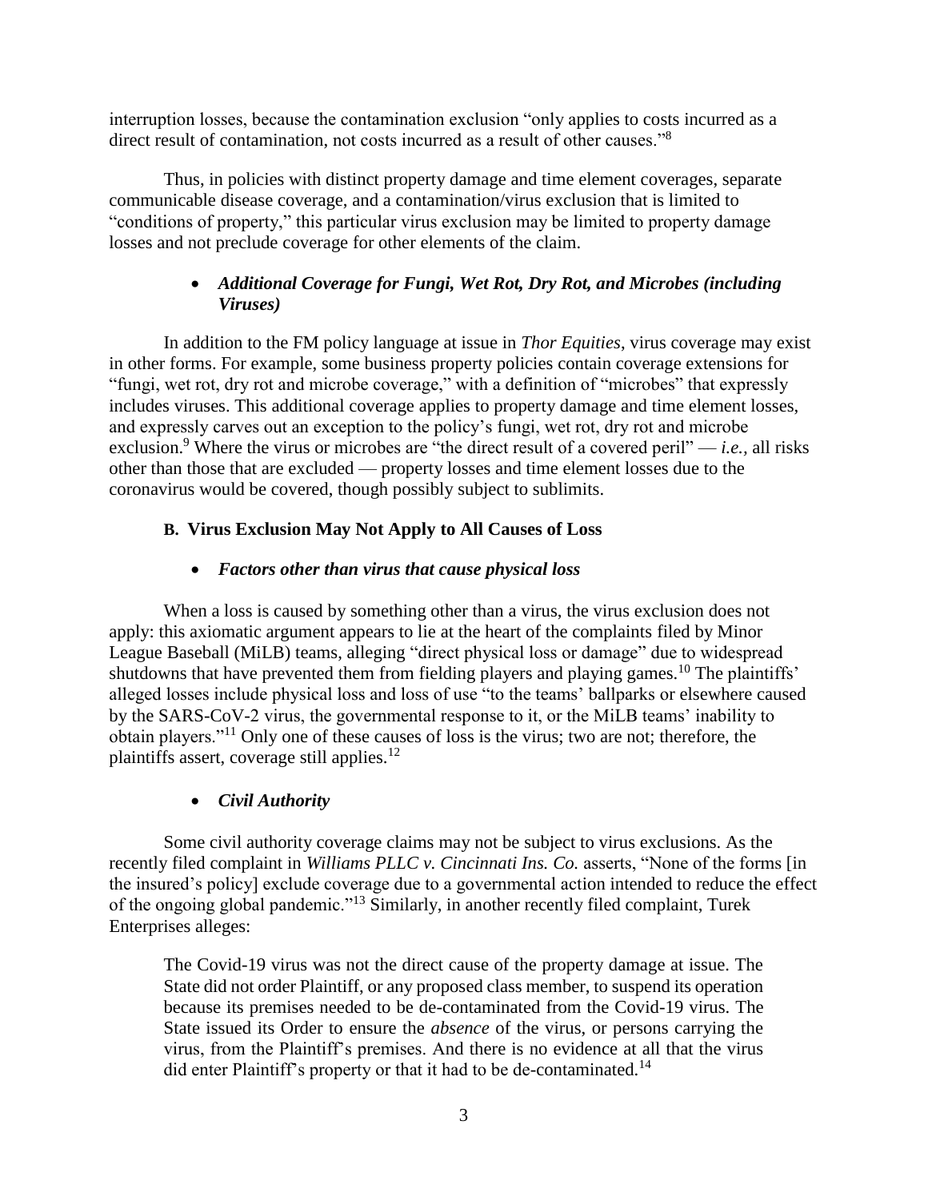interruption losses, because the contamination exclusion "only applies to costs incurred as a direct result of contamination, not costs incurred as a result of other causes."[8]

Thus, in policies with distinct property damage and time element coverages, separate communicable disease coverage, and a contamination/virus exclusion that is limited to "conditions of property," this particular virus exclusion may be limited to property damage losses and not preclude coverage for other elements of the claim.

- ***Additional Coverage for Fungi, Wet Rot, Dry Rot, and Microbes (including Viruses)***

In addition to the FM policy language at issue in *Thor Equities*, virus coverage may exist in other forms. For example, some business property policies contain coverage extensions for "fungi, wet rot, dry rot and microbe coverage," with a definition of "microbes" that expressly includes viruses. This additional coverage applies to property damage and time element losses, and expressly carves out an exception to the policy's fungi, wet rot, dry rot and microbe exclusion.[9] Where the virus or microbes are "the direct result of a covered peril" — *i.e.,* all risks other than those that are excluded — property losses and time element losses due to the coronavirus would be covered, though possibly subject to sublimits.

### B. Virus Exclusion May Not Apply to All Causes of Loss

- ***Factors other than virus that cause physical loss***

When a loss is caused by something other than a virus, the virus exclusion does not apply: this axiomatic argument appears to lie at the heart of the complaints filed by Minor League Baseball (MiLB) teams, alleging "direct physical loss or damage" due to widespread shutdowns that have prevented them from fielding players and playing games.[10] The plaintiffs' alleged losses include physical loss and loss of use "to the teams' ballparks or elsewhere caused by the SARS-CoV-2 virus, the governmental response to it, or the MiLB teams' inability to obtain players."[11] Only one of these causes of loss is the virus; two are not; therefore, the plaintiffs assert, coverage still applies.[12]

- ***Civil Authority***

Some civil authority coverage claims may not be subject to virus exclusions. As the recently filed complaint in *Williams PLLC v. Cincinnati Ins. Co.* asserts, "None of the forms [in the insured's policy] exclude coverage due to a governmental action intended to reduce the effect of the ongoing global pandemic."[13] Similarly, in another recently filed complaint, Turek Enterprises alleges:

> The Covid-19 virus was not the direct cause of the property damage at issue. The State did not order Plaintiff, or any proposed class member, to suspend its operation because its premises needed to be de-contaminated from the Covid-19 virus. The State issued its Order to ensure the *absence* of the virus, or persons carrying the virus, from the Plaintiff's premises. And there is no evidence at all that the virus did enter Plaintiff's property or that it had to be de-contaminated.[14]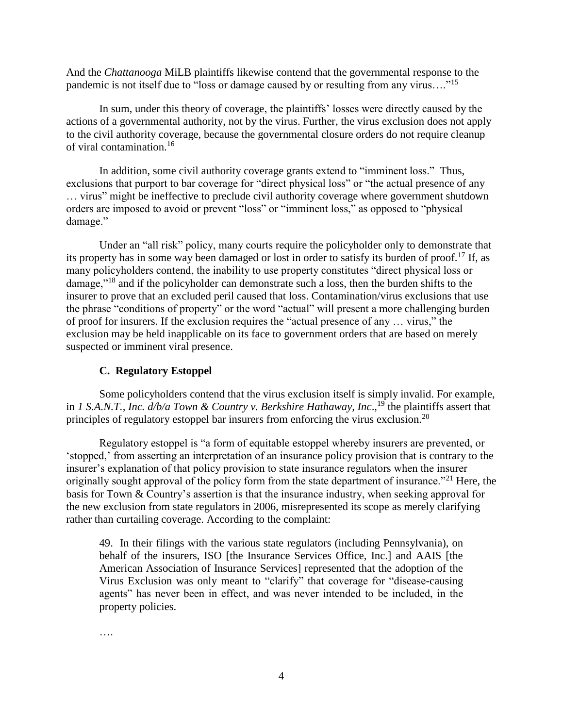And the *Chattanooga* MiLB plaintiffs likewise contend that the governmental response to the pandemic is not itself due to "loss or damage caused by or resulting from any virus…."[15]

In sum, under this theory of coverage, the plaintiffs' losses were directly caused by the actions of a governmental authority, not by the virus. Further, the virus exclusion does not apply to the civil authority coverage, because the governmental closure orders do not require cleanup of viral contamination.[16]

In addition, some civil authority coverage grants extend to "imminent loss." Thus, exclusions that purport to bar coverage for "direct physical loss" or "the actual presence of any … virus" might be ineffective to preclude civil authority coverage where government shutdown orders are imposed to avoid or prevent "loss" or "imminent loss," as opposed to "physical damage."

Under an "all risk" policy, many courts require the policyholder only to demonstrate that its property has in some way been damaged or lost in order to satisfy its burden of proof.[17] If, as many policyholders contend, the inability to use property constitutes "direct physical loss or damage,"[18] and if the policyholder can demonstrate such a loss, then the burden shifts to the insurer to prove that an excluded peril caused that loss. Contamination/virus exclusions that use the phrase "conditions of property" or the word "actual" will present a more challenging burden of proof for insurers. If the exclusion requires the "actual presence of any … virus," the exclusion may be held inapplicable on its face to government orders that are based on merely suspected or imminent viral presence.

### C. Regulatory Estoppel

Some policyholders contend that the virus exclusion itself is simply invalid. For example, in *1 S.A.N.T., Inc. d/b/a Town & Country v. Berkshire Hathaway, Inc*.,[19] the plaintiffs assert that principles of regulatory estoppel bar insurers from enforcing the virus exclusion.[20]

Regulatory estoppel is "a form of equitable estoppel whereby insurers are prevented, or 'stopped,' from asserting an interpretation of an insurance policy provision that is contrary to the insurer's explanation of that policy provision to state insurance regulators when the insurer originally sought approval of the policy form from the state department of insurance."[21] Here, the basis for Town & Country's assertion is that the insurance industry, when seeking approval for the new exclusion from state regulators in 2006, misrepresented its scope as merely clarifying rather than curtailing coverage. According to the complaint:

> 49. In their filings with the various state regulators (including Pennsylvania), on behalf of the insurers, ISO [the Insurance Services Office, Inc.] and AAIS [the American Association of Insurance Services] represented that the adoption of the Virus Exclusion was only meant to "clarify" that coverage for "disease-causing agents" has never been in effect, and was never intended to be included, in the property policies.
>
> ….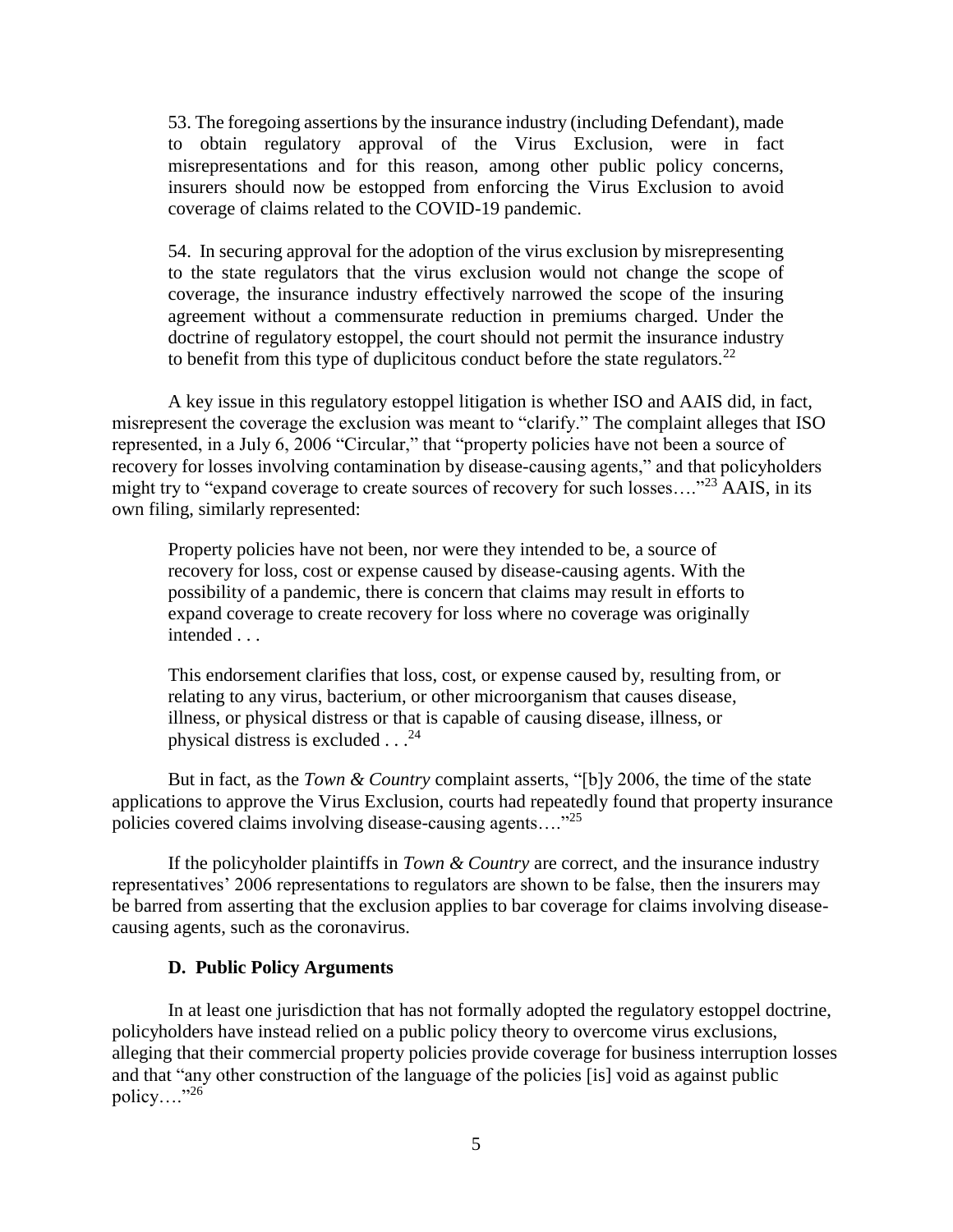> 53. The foregoing assertions by the insurance industry (including Defendant), made to obtain regulatory approval of the Virus Exclusion, were in fact misrepresentations and for this reason, among other public policy concerns, insurers should now be estopped from enforcing the Virus Exclusion to avoid coverage of claims related to the COVID-19 pandemic.
>
> 54. In securing approval for the adoption of the virus exclusion by misrepresenting to the state regulators that the virus exclusion would not change the scope of coverage, the insurance industry effectively narrowed the scope of the insuring agreement without a commensurate reduction in premiums charged. Under the doctrine of regulatory estoppel, the court should not permit the insurance industry to benefit from this type of duplicitous conduct before the state regulators.[22]

A key issue in this regulatory estoppel litigation is whether ISO and AAIS did, in fact, misrepresent the coverage the exclusion was meant to "clarify." The complaint alleges that ISO represented, in a July 6, 2006 "Circular," that "property policies have not been a source of recovery for losses involving contamination by disease-causing agents," and that policyholders might try to "expand coverage to create sources of recovery for such losses…."[23] AAIS, in its own filing, similarly represented:

> Property policies have not been, nor were they intended to be, a source of recovery for loss, cost or expense caused by disease-causing agents. With the possibility of a pandemic, there is concern that claims may result in efforts to expand coverage to create recovery for loss where no coverage was originally intended . . .
>
> This endorsement clarifies that loss, cost, or expense caused by, resulting from, or relating to any virus, bacterium, or other microorganism that causes disease, illness, or physical distress or that is capable of causing disease, illness, or physical distress is excluded . . .[24]

But in fact, as the *Town & Country* complaint asserts, "[b]y 2006, the time of the state applications to approve the Virus Exclusion, courts had repeatedly found that property insurance policies covered claims involving disease-causing agents…."[25]

If the policyholder plaintiffs in *Town & Country* are correct, and the insurance industry representatives' 2006 representations to regulators are shown to be false, then the insurers may be barred from asserting that the exclusion applies to bar coverage for claims involving disease-causing agents, such as the coronavirus.

### D. Public Policy Arguments

In at least one jurisdiction that has not formally adopted the regulatory estoppel doctrine, policyholders have instead relied on a public policy theory to overcome virus exclusions, alleging that their commercial property policies provide coverage for business interruption losses and that "any other construction of the language of the policies [is] void as against public policy…."[26]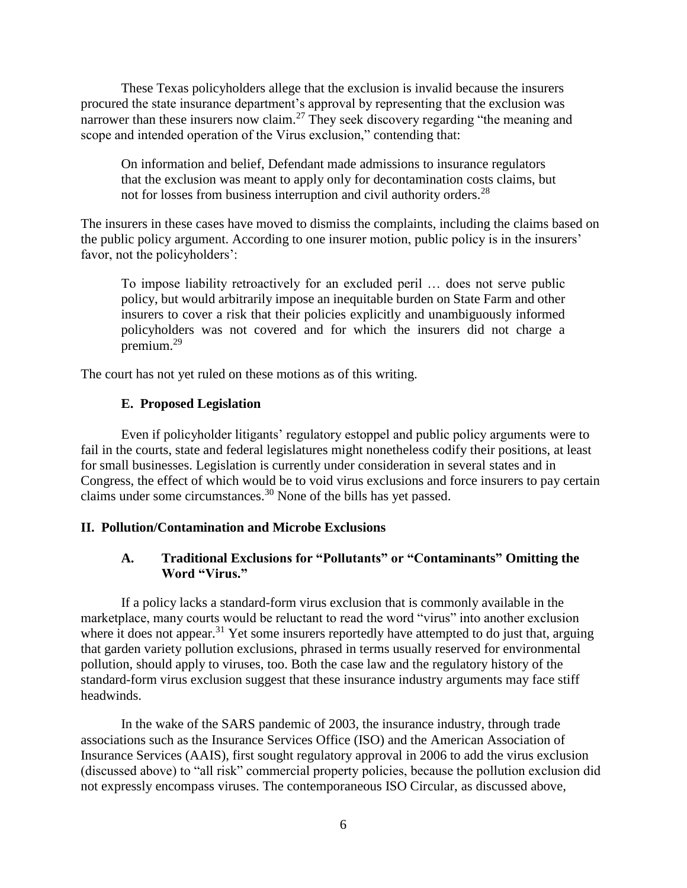These Texas policyholders allege that the exclusion is invalid because the insurers procured the state insurance department's approval by representing that the exclusion was narrower than these insurers now claim.[27] They seek discovery regarding "the meaning and scope and intended operation of the Virus exclusion," contending that:

> On information and belief, Defendant made admissions to insurance regulators that the exclusion was meant to apply only for decontamination costs claims, but not for losses from business interruption and civil authority orders.[28]

The insurers in these cases have moved to dismiss the complaints, including the claims based on the public policy argument. According to one insurer motion, public policy is in the insurers' favor, not the policyholders':

> To impose liability retroactively for an excluded peril … does not serve public policy, but would arbitrarily impose an inequitable burden on State Farm and other insurers to cover a risk that their policies explicitly and unambiguously informed policyholders was not covered and for which the insurers did not charge a premium.[29]

The court has not yet ruled on these motions as of this writing.

### E. Proposed Legislation

Even if policyholder litigants' regulatory estoppel and public policy arguments were to fail in the courts, state and federal legislatures might nonetheless codify their positions, at least for small businesses. Legislation is currently under consideration in several states and in Congress, the effect of which would be to void virus exclusions and force insurers to pay certain claims under some circumstances.[30] None of the bills has yet passed.

## II. Pollution/Contamination and Microbe Exclusions

### A. Traditional Exclusions for "Pollutants" or "Contaminants" Omitting the Word "Virus."

If a policy lacks a standard-form virus exclusion that is commonly available in the marketplace, many courts would be reluctant to read the word "virus" into another exclusion where it does not appear.[31] Yet some insurers reportedly have attempted to do just that, arguing that garden variety pollution exclusions, phrased in terms usually reserved for environmental pollution, should apply to viruses, too. Both the case law and the regulatory history of the standard-form virus exclusion suggest that these insurance industry arguments may face stiff headwinds.

In the wake of the SARS pandemic of 2003, the insurance industry, through trade associations such as the Insurance Services Office (ISO) and the American Association of Insurance Services (AAIS), first sought regulatory approval in 2006 to add the virus exclusion (discussed above) to "all risk" commercial property policies, because the pollution exclusion did not expressly encompass viruses. The contemporaneous ISO Circular, as discussed above,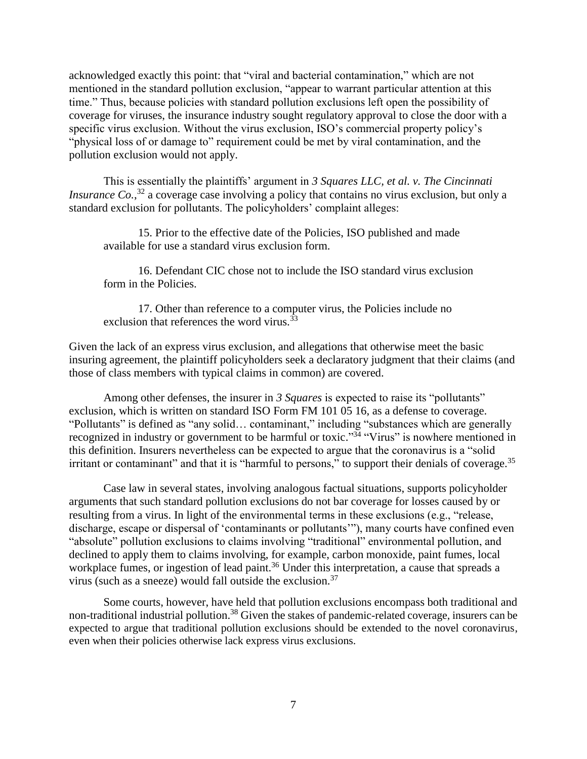acknowledged exactly this point: that "viral and bacterial contamination," which are not mentioned in the standard pollution exclusion, "appear to warrant particular attention at this time." Thus, because policies with standard pollution exclusions left open the possibility of coverage for viruses, the insurance industry sought regulatory approval to close the door with a specific virus exclusion. Without the virus exclusion, ISO's commercial property policy's "physical loss of or damage to" requirement could be met by viral contamination, and the pollution exclusion would not apply.

This is essentially the plaintiffs' argument in *3 Squares LLC, et al. v. The Cincinnati Insurance Co.*,[32] a coverage case involving a policy that contains no virus exclusion, but only a standard exclusion for pollutants. The policyholders' complaint alleges:

> 15. Prior to the effective date of the Policies, ISO published and made available for use a standard virus exclusion form.
>
> 16. Defendant CIC chose not to include the ISO standard virus exclusion form in the Policies.
>
> 17. Other than reference to a computer virus, the Policies include no exclusion that references the word virus.[33]

Given the lack of an express virus exclusion, and allegations that otherwise meet the basic insuring agreement, the plaintiff policyholders seek a declaratory judgment that their claims (and those of class members with typical claims in common) are covered.

Among other defenses, the insurer in *3 Squares* is expected to raise its "pollutants" exclusion, which is written on standard ISO Form FM 101 05 16, as a defense to coverage. "Pollutants" is defined as "any solid… contaminant," including "substances which are generally recognized in industry or government to be harmful or toxic."[34] "Virus" is nowhere mentioned in this definition. Insurers nevertheless can be expected to argue that the coronavirus is a "solid irritant or contaminant" and that it is "harmful to persons," to support their denials of coverage.[35]

Case law in several states, involving analogous factual situations, supports policyholder arguments that such standard pollution exclusions do not bar coverage for losses caused by or resulting from a virus. In light of the environmental terms in these exclusions (e.g., "release, discharge, escape or dispersal of 'contaminants or pollutants'"), many courts have confined even "absolute" pollution exclusions to claims involving "traditional" environmental pollution, and declined to apply them to claims involving, for example, carbon monoxide, paint fumes, local workplace fumes, or ingestion of lead paint.[36] Under this interpretation, a cause that spreads a virus (such as a sneeze) would fall outside the exclusion.[37]

Some courts, however, have held that pollution exclusions encompass both traditional and non-traditional industrial pollution.[38] Given the stakes of pandemic-related coverage, insurers can be expected to argue that traditional pollution exclusions should be extended to the novel coronavirus, even when their policies otherwise lack express virus exclusions.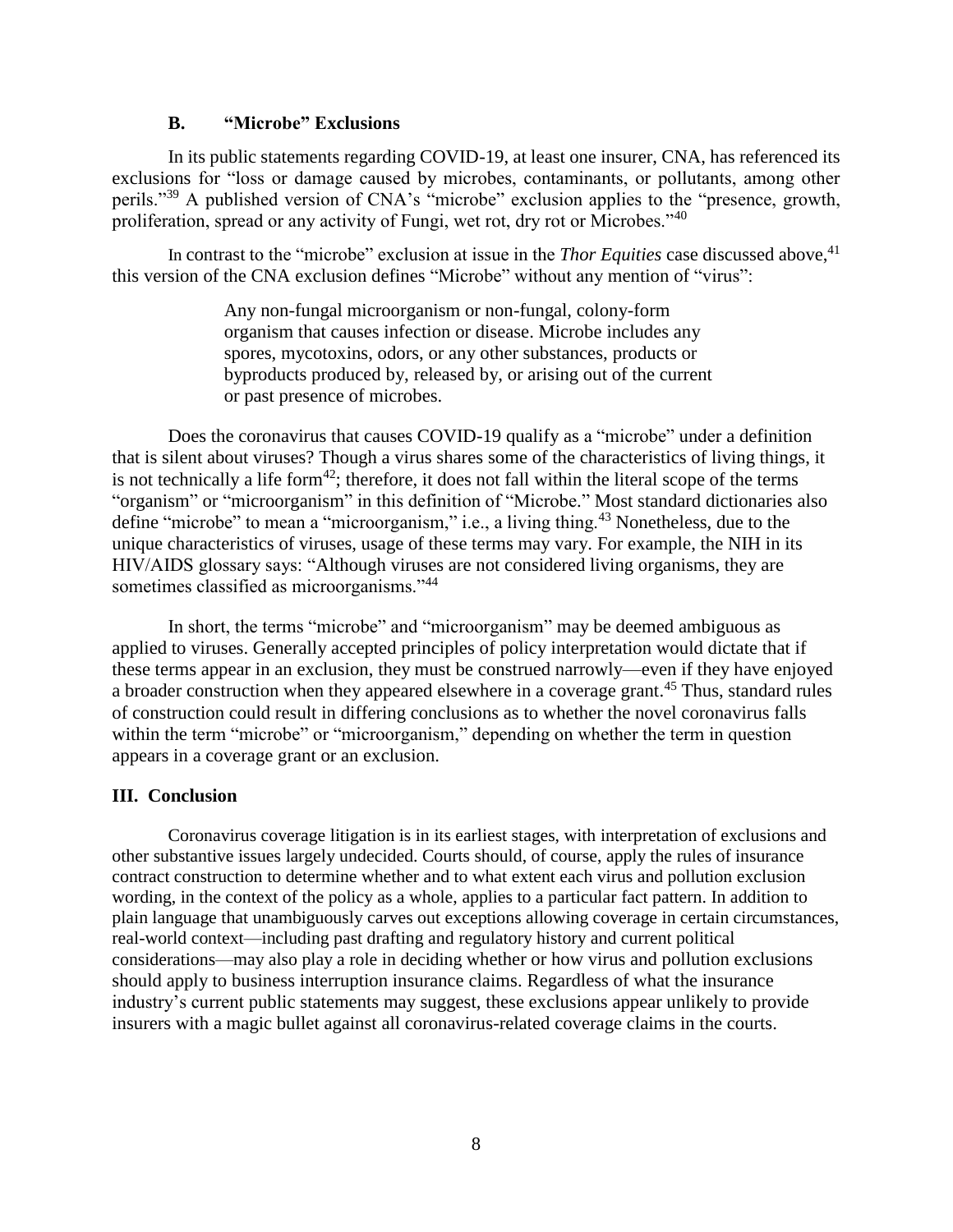### B. "Microbe" Exclusions

In its public statements regarding COVID-19, at least one insurer, CNA, has referenced its exclusions for "loss or damage caused by microbes, contaminants, or pollutants, among other perils."[39] A published version of CNA's "microbe" exclusion applies to the "presence, growth, proliferation, spread or any activity of Fungi, wet rot, dry rot or Microbes."[40]

In contrast to the "microbe" exclusion at issue in the *Thor Equities* case discussed above,[41] this version of the CNA exclusion defines "Microbe" without any mention of "virus":

> Any non-fungal microorganism or non-fungal, colony-form organism that causes infection or disease. Microbe includes any spores, mycotoxins, odors, or any other substances, products or byproducts produced by, released by, or arising out of the current or past presence of microbes.

Does the coronavirus that causes COVID-19 qualify as a "microbe" under a definition that is silent about viruses? Though a virus shares some of the characteristics of living things, it is not technically a life form[42]; therefore, it does not fall within the literal scope of the terms "organism" or "microorganism" in this definition of "Microbe." Most standard dictionaries also define "microbe" to mean a "microorganism," i.e., a living thing.[43] Nonetheless, due to the unique characteristics of viruses, usage of these terms may vary. For example, the NIH in its HIV/AIDS glossary says: "Although viruses are not considered living organisms, they are sometimes classified as microorganisms."[44]

In short, the terms "microbe" and "microorganism" may be deemed ambiguous as applied to viruses. Generally accepted principles of policy interpretation would dictate that if these terms appear in an exclusion, they must be construed narrowly—even if they have enjoyed a broader construction when they appeared elsewhere in a coverage grant.[45] Thus, standard rules of construction could result in differing conclusions as to whether the novel coronavirus falls within the term "microbe" or "microorganism," depending on whether the term in question appears in a coverage grant or an exclusion.

## III. Conclusion

Coronavirus coverage litigation is in its earliest stages, with interpretation of exclusions and other substantive issues largely undecided. Courts should, of course, apply the rules of insurance contract construction to determine whether and to what extent each virus and pollution exclusion wording, in the context of the policy as a whole, applies to a particular fact pattern. In addition to plain language that unambiguously carves out exceptions allowing coverage in certain circumstances, real-world context—including past drafting and regulatory history and current political considerations—may also play a role in deciding whether or how virus and pollution exclusions should apply to business interruption insurance claims. Regardless of what the insurance industry's current public statements may suggest, these exclusions appear unlikely to provide insurers with a magic bullet against all coronavirus-related coverage claims in the courts.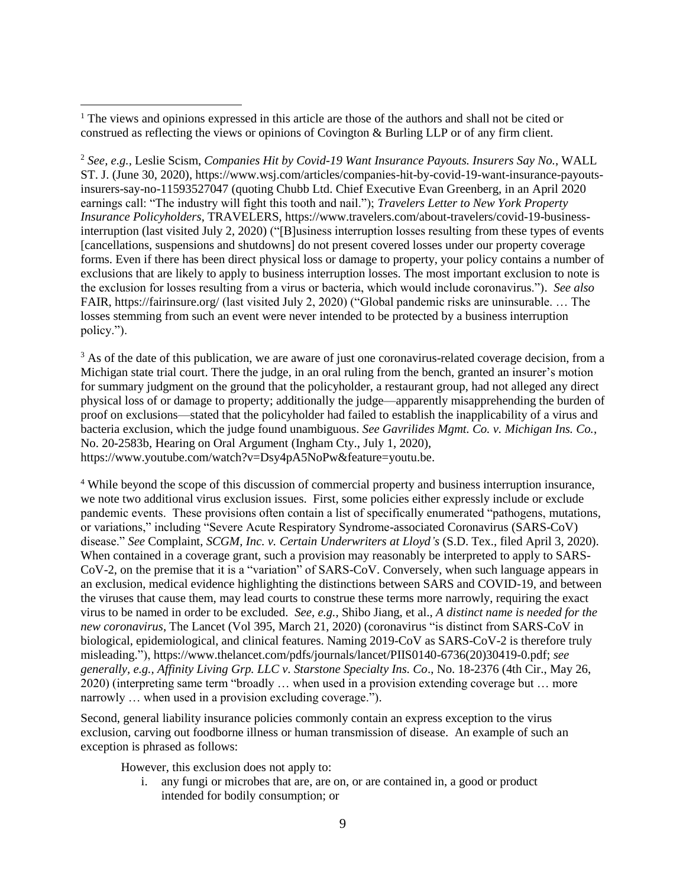[1] The views and opinions expressed in this article are those of the authors and shall not be cited or construed as reflecting the views or opinions of Covington & Burling LLP or of any firm client.

[2] *See, e.g.*, Leslie Scism, *Companies Hit by Covid-19 Want Insurance Payouts. Insurers Say No.*, WALL ST. J. (June 30, 2020), https://www.wsj.com/articles/companies-hit-by-covid-19-want-insurance-payouts-insurers-say-no-11593527047 (quoting Chubb Ltd. Chief Executive Evan Greenberg, in an April 2020 earnings call: "The industry will fight this tooth and nail."); *Travelers Letter to New York Property Insurance Policyholders*, TRAVELERS, https://www.travelers.com/about-travelers/covid-19-business-interruption (last visited July 2, 2020) ("[B]usiness interruption losses resulting from these types of events [cancellations, suspensions and shutdowns] do not present covered losses under our property coverage forms. Even if there has been direct physical loss or damage to property, your policy contains a number of exclusions that are likely to apply to business interruption losses. The most important exclusion to note is the exclusion for losses resulting from a virus or bacteria, which would include coronavirus."). *See also* FAIR, https://fairinsure.org/ (last visited July 2, 2020) ("Global pandemic risks are uninsurable. … The losses stemming from such an event were never intended to be protected by a business interruption policy.").

[3] As of the date of this publication, we are aware of just one coronavirus-related coverage decision, from a Michigan state trial court. There the judge, in an oral ruling from the bench, granted an insurer's motion for summary judgment on the ground that the policyholder, a restaurant group, had not alleged any direct physical loss of or damage to property; additionally the judge—apparently misapprehending the burden of proof on exclusions—stated that the policyholder had failed to establish the inapplicability of a virus and bacteria exclusion, which the judge found unambiguous. *See Gavrilides Mgmt. Co. v. Michigan Ins. Co.*, No. 20-2583b, Hearing on Oral Argument (Ingham Cty., July 1, 2020), https://www.youtube.com/watch?v=Dsy4pA5NoPw&feature=youtu.be.

[4] While beyond the scope of this discussion of commercial property and business interruption insurance, we note two additional virus exclusion issues. First, some policies either expressly include or exclude pandemic events. These provisions often contain a list of specifically enumerated "pathogens, mutations, or variations," including "Severe Acute Respiratory Syndrome-associated Coronavirus (SARS-CoV) disease." *See* Complaint, *SCGM, Inc. v. Certain Underwriters at Lloyd's* (S.D. Tex., filed April 3, 2020). When contained in a coverage grant, such a provision may reasonably be interpreted to apply to SARS-CoV-2, on the premise that it is a "variation" of SARS-CoV. Conversely, when such language appears in an exclusion, medical evidence highlighting the distinctions between SARS and COVID-19, and between the viruses that cause them, may lead courts to construe these terms more narrowly, requiring the exact virus to be named in order to be excluded. *See, e.g.,* Shibo Jiang, et al., *A distinct name is needed for the new coronavirus*, The Lancet (Vol 395, March 21, 2020) (coronavirus "is distinct from SARS-CoV in biological, epidemiological, and clinical features. Naming 2019-CoV as SARS-CoV-2 is therefore truly misleading."), https://www.thelancet.com/pdfs/journals/lancet/PIIS0140-6736(20)30419-0.pdf; *see generally, e.g., Affinity Living Grp. LLC v. Starstone Specialty Ins. Co*., No. 18-2376 (4th Cir., May 26, 2020) (interpreting same term "broadly … when used in a provision extending coverage but … more narrowly … when used in a provision excluding coverage.").

Second, general liability insurance policies commonly contain an express exception to the virus exclusion, carving out foodborne illness or human transmission of disease. An example of such an exception is phrased as follows:

> However, this exclusion does not apply to:
>
> i. any fungi or microbes that are, are on, or are contained in, a good or product intended for bodily consumption; or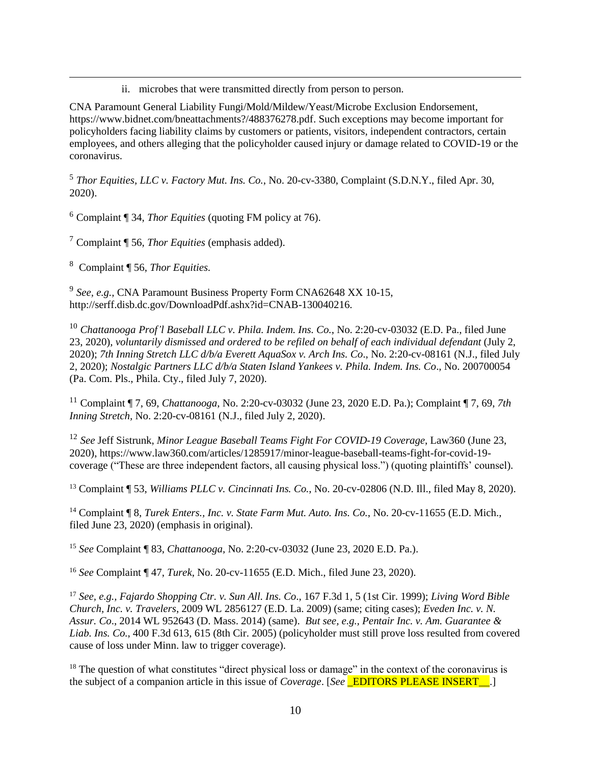ii. microbes that were transmitted directly from person to person.

CNA Paramount General Liability Fungi/Mold/Mildew/Yeast/Microbe Exclusion Endorsement, https://www.bidnet.com/bneattachments?/488376278.pdf. Such exceptions may become important for policyholders facing liability claims by customers or patients, visitors, independent contractors, certain employees, and others alleging that the policyholder caused injury or damage related to COVID-19 or the coronavirus.

[5] *Thor Equities, LLC v. Factory Mut. Ins. Co.*, No. 20-cv-3380, Complaint (S.D.N.Y., filed Apr. 30, 2020).

[6] Complaint ¶ 34, *Thor Equities* (quoting FM policy at 76).

[7] Complaint ¶ 56, *Thor Equities* (emphasis added).

[8] Complaint ¶ 56, *Thor Equities.*

[9] *See, e.g.*, CNA Paramount Business Property Form CNA62648 XX 10-15, http://serff.disb.dc.gov/DownloadPdf.ashx?id=CNAB-130040216.

[10] *Chattanooga Prof'l Baseball LLC v. Phila. Indem. Ins. Co.*, No. 2:20-cv-03032 (E.D. Pa., filed June 23, 2020), *voluntarily dismissed and ordered to be refiled on behalf of each individual defendant* (July 2, 2020); *7th Inning Stretch LLC d/b/a Everett AquaSox v. Arch Ins. Co*., No. 2:20-cv-08161 (N.J., filed July 2, 2020); *Nostalgic Partners LLC d/b/a Staten Island Yankees v. Phila. Indem. Ins. Co*., No. 200700054 (Pa. Com. Pls., Phila. Cty., filed July 7, 2020).

[11] Complaint ¶ 7, 69, *Chattanooga,* No. 2:20-cv-03032 (June 23, 2020 E.D. Pa.); Complaint ¶ 7, 69, *7th Inning Stretch*, No. 2:20-cv-08161 (N.J., filed July 2, 2020).

[12] *See* Jeff Sistrunk, *Minor League Baseball Teams Fight For COVID-19 Coverage*, Law360 (June 23, 2020), https://www.law360.com/articles/1285917/minor-league-baseball-teams-fight-for-covid-19-coverage ("These are three independent factors, all causing physical loss.") (quoting plaintiffs' counsel).

[13] Complaint ¶ 53, *Williams PLLC v. Cincinnati Ins. Co.*, No. 20-cv-02806 (N.D. Ill., filed May 8, 2020).

[14] Complaint ¶ 8, *Turek Enters., Inc. v. State Farm Mut. Auto. Ins. Co.*, No. 20-cv-11655 (E.D. Mich., filed June 23, 2020) (emphasis in original).

[15] *See* Complaint ¶ 83, *Chattanooga,* No. 2:20-cv-03032 (June 23, 2020 E.D. Pa.).

[16] *See* Complaint ¶ 47, *Turek*, No. 20-cv-11655 (E.D. Mich., filed June 23, 2020).

[17] *See, e.g., Fajardo Shopping Ctr. v. Sun All. Ins. Co*., 167 F.3d 1, 5 (1st Cir. 1999); *Living Word Bible Church, Inc. v. Travelers*, 2009 WL 2856127 (E.D. La. 2009) (same; citing cases); *Eveden Inc. v. N. Assur. Co*., 2014 WL 952643 (D. Mass. 2014) (same). *But see, e.g., Pentair Inc. v. Am. Guarantee & Liab. Ins. Co.*, 400 F.3d 613, 615 (8th Cir. 2005) (policyholder must still prove loss resulted from covered cause of loss under Minn. law to trigger coverage).

[18] The question of what constitutes "direct physical loss or damage" in the context of the coronavirus is the subject of a companion article in this issue of *Coverage*. [*See* _EDITORS PLEASE INSERT__.]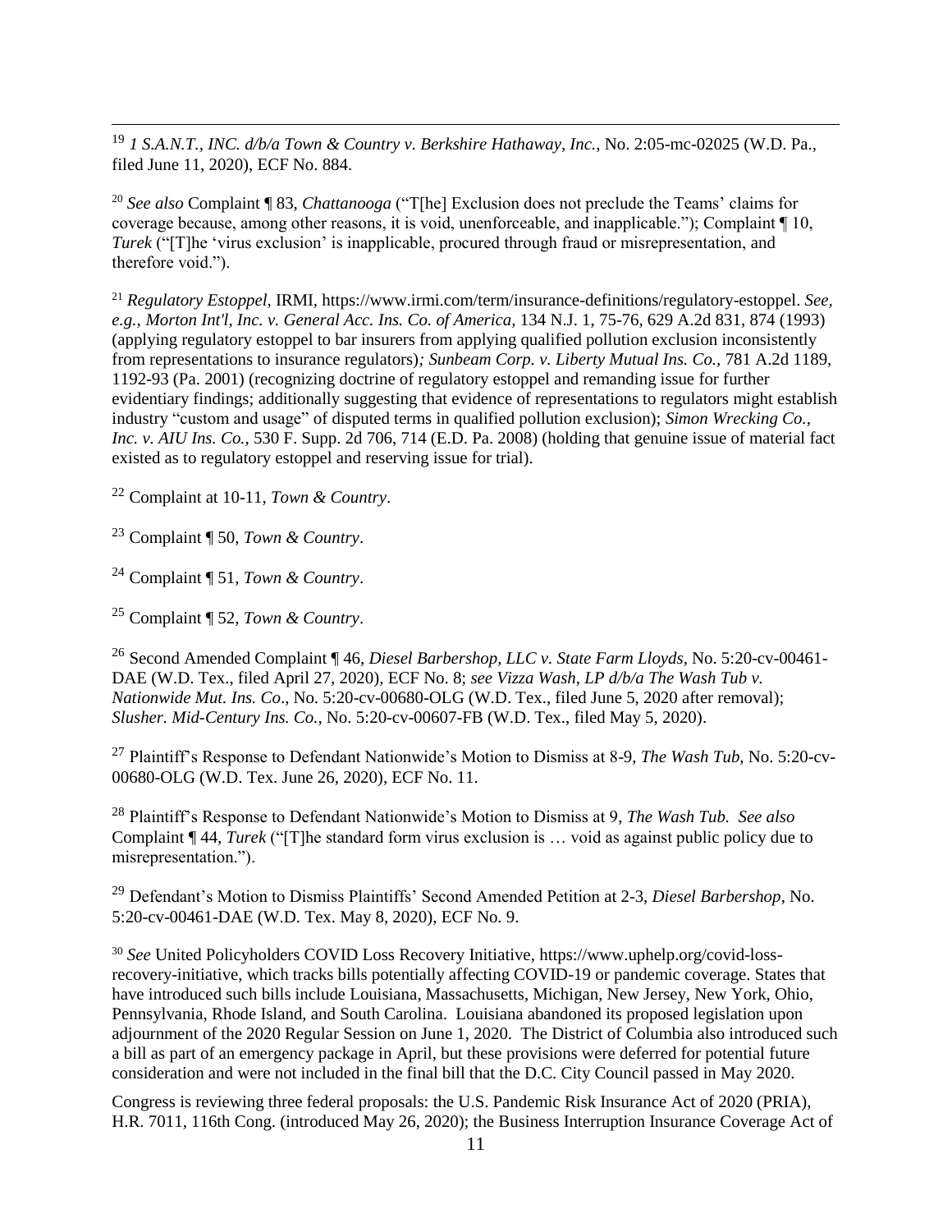[19] *1 S.A.N.T., INC. d/b/a Town & Country v. Berkshire Hathaway, Inc.*, No. 2:05-mc-02025 (W.D. Pa., filed June 11, 2020), ECF No. 884.

[20] *See also* Complaint ¶ 83, *Chattanooga* ("T[he] Exclusion does not preclude the Teams' claims for coverage because, among other reasons, it is void, unenforceable, and inapplicable."); Complaint ¶ 10, *Turek* ("[T]he 'virus exclusion' is inapplicable, procured through fraud or misrepresentation, and therefore void.").

[21] *Regulatory Estoppel*, IRMI, https://www.irmi.com/term/insurance-definitions/regulatory-estoppel. *See, e.g., Morton Int'l, Inc. v. General Acc. Ins. Co. of America,* 134 N.J. 1, 75-76, 629 A.2d 831, 874 (1993) (applying regulatory estoppel to bar insurers from applying qualified pollution exclusion inconsistently from representations to insurance regulators)*; Sunbeam Corp. v. Liberty Mutual Ins. Co.,* 781 A.2d 1189, 1192-93 (Pa. 2001) (recognizing doctrine of regulatory estoppel and remanding issue for further evidentiary findings; additionally suggesting that evidence of representations to regulators might establish industry "custom and usage" of disputed terms in qualified pollution exclusion); *Simon Wrecking Co., Inc. v. AIU Ins. Co.,* 530 F. Supp. 2d 706, 714 (E.D. Pa. 2008) (holding that genuine issue of material fact existed as to regulatory estoppel and reserving issue for trial).

[22] Complaint at 10-11, *Town & Country*.

[23] Complaint ¶ 50, *Town & Country*.

[24] Complaint ¶ 51, *Town & Country*.

[25] Complaint ¶ 52, *Town & Country*.

[26] Second Amended Complaint ¶ 46, *Diesel Barbershop, LLC v. State Farm Lloyds*, No. 5:20-cv-00461-DAE (W.D. Tex., filed April 27, 2020), ECF No. 8; *see Vizza Wash, LP d/b/a The Wash Tub v. Nationwide Mut. Ins. Co*., No. 5:20-cv-00680-OLG (W.D. Tex., filed June 5, 2020 after removal); *Slusher. Mid-Century Ins. Co.*, No. 5:20-cv-00607-FB (W.D. Tex., filed May 5, 2020).

[27] Plaintiff's Response to Defendant Nationwide's Motion to Dismiss at 8-9, *The Wash Tub*, No. 5:20-cv-00680-OLG (W.D. Tex. June 26, 2020), ECF No. 11.

[28] Plaintiff's Response to Defendant Nationwide's Motion to Dismiss at 9, *The Wash Tub. See also* Complaint ¶ 44, *Turek* ("[T]he standard form virus exclusion is … void as against public policy due to misrepresentation.").

[29] Defendant's Motion to Dismiss Plaintiffs' Second Amended Petition at 2-3, *Diesel Barbershop*, No. 5:20-cv-00461-DAE (W.D. Tex. May 8, 2020), ECF No. 9.

[30] *See* United Policyholders COVID Loss Recovery Initiative, https://www.uphelp.org/covid-loss-recovery-initiative, which tracks bills potentially affecting COVID-19 or pandemic coverage. States that have introduced such bills include Louisiana, Massachusetts, Michigan, New Jersey, New York, Ohio, Pennsylvania, Rhode Island, and South Carolina. Louisiana abandoned its proposed legislation upon adjournment of the 2020 Regular Session on June 1, 2020. The District of Columbia also introduced such a bill as part of an emergency package in April, but these provisions were deferred for potential future consideration and were not included in the final bill that the D.C. City Council passed in May 2020.

Congress is reviewing three federal proposals: the U.S. Pandemic Risk Insurance Act of 2020 (PRIA), H.R. 7011, 116th Cong. (introduced May 26, 2020); the Business Interruption Insurance Coverage Act of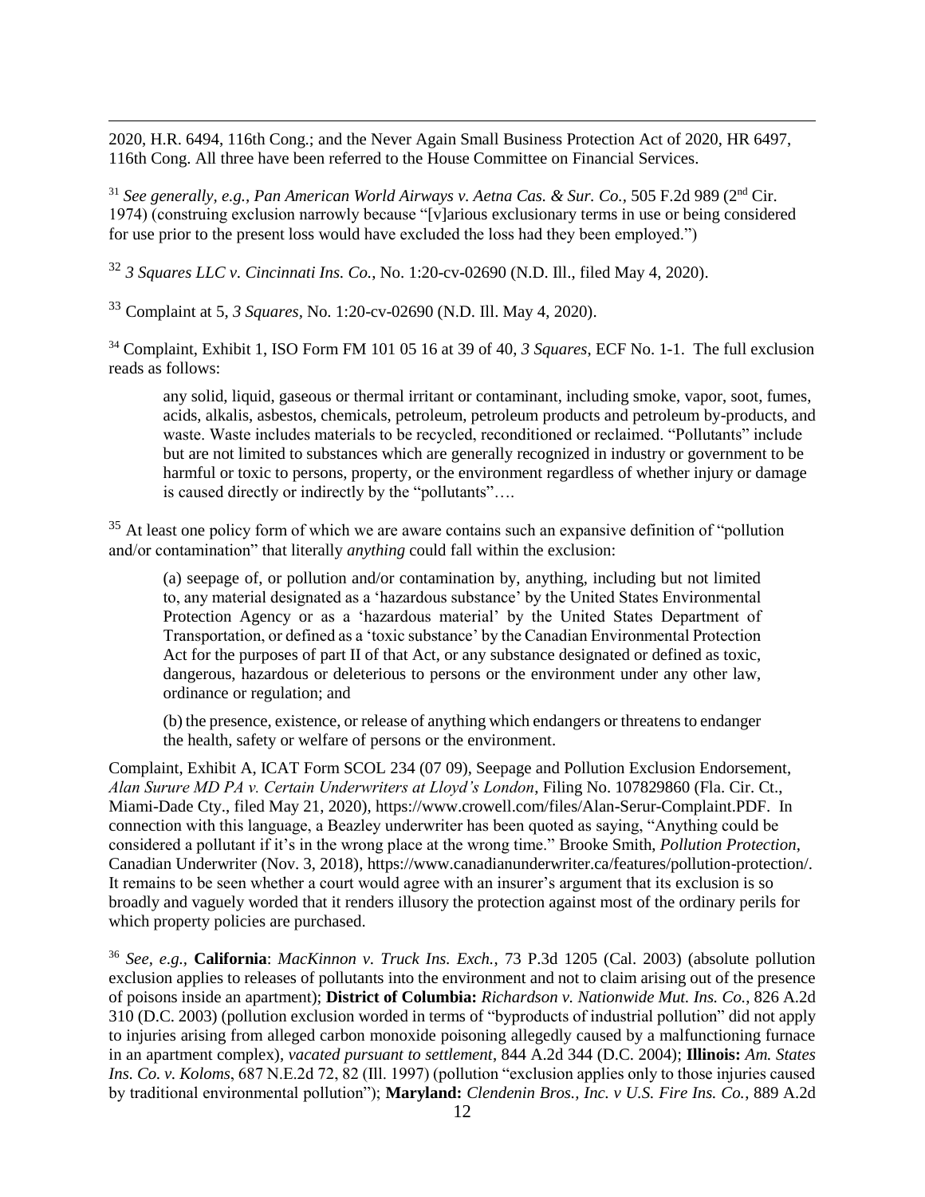2020, H.R. 6494, 116th Cong.; and the Never Again Small Business Protection Act of 2020, HR 6497, 116th Cong. All three have been referred to the House Committee on Financial Services.

[31] *See generally, e.g.*, *Pan American World Airways v. Aetna Cas. & Sur. Co.*, 505 F.2d 989 (2nd Cir. 1974) (construing exclusion narrowly because "[v]arious exclusionary terms in use or being considered for use prior to the present loss would have excluded the loss had they been employed.")

[32] *3 Squares LLC v. Cincinnati Ins. Co.*, No. 1:20-cv-02690 (N.D. Ill., filed May 4, 2020).

[33] Complaint at 5, *3 Squares*, No. 1:20-cv-02690 (N.D. Ill. May 4, 2020).

[34] Complaint, Exhibit 1, ISO Form FM 101 05 16 at 39 of 40, *3 Squares*, ECF No. 1-1. The full exclusion reads as follows:

> any solid, liquid, gaseous or thermal irritant or contaminant, including smoke, vapor, soot, fumes, acids, alkalis, asbestos, chemicals, petroleum, petroleum products and petroleum by-products, and waste. Waste includes materials to be recycled, reconditioned or reclaimed. "Pollutants" include but are not limited to substances which are generally recognized in industry or government to be harmful or toxic to persons, property, or the environment regardless of whether injury or damage is caused directly or indirectly by the "pollutants"….

[35] At least one policy form of which we are aware contains such an expansive definition of "pollution and/or contamination" that literally *anything* could fall within the exclusion:

> (a) seepage of, or pollution and/or contamination by, anything, including but not limited to, any material designated as a 'hazardous substance' by the United States Environmental Protection Agency or as a 'hazardous material' by the United States Department of Transportation, or defined as a 'toxic substance' by the Canadian Environmental Protection Act for the purposes of part II of that Act, or any substance designated or defined as toxic, dangerous, hazardous or deleterious to persons or the environment under any other law, ordinance or regulation; and
>
> (b) the presence, existence, or release of anything which endangers or threatens to endanger the health, safety or welfare of persons or the environment.

Complaint, Exhibit A, ICAT Form SCOL 234 (07 09), Seepage and Pollution Exclusion Endorsement, *Alan Surure MD PA v. Certain Underwriters at Lloyd's London*, Filing No. 107829860 (Fla. Cir. Ct., Miami-Dade Cty., filed May 21, 2020), https://www.crowell.com/files/Alan-Serur-Complaint.PDF. In connection with this language, a Beazley underwriter has been quoted as saying, "Anything could be considered a pollutant if it's in the wrong place at the wrong time." Brooke Smith, *Pollution Protection*, Canadian Underwriter (Nov. 3, 2018), https://www.canadianunderwriter.ca/features/pollution-protection/. It remains to be seen whether a court would agree with an insurer's argument that its exclusion is so broadly and vaguely worded that it renders illusory the protection against most of the ordinary perils for which property policies are purchased.

[36] *See, e.g.,* **California**: *MacKinnon v. Truck Ins. Exch.*, 73 P.3d 1205 (Cal. 2003) (absolute pollution exclusion applies to releases of pollutants into the environment and not to claim arising out of the presence of poisons inside an apartment); **District of Columbia:** *Richardson v. Nationwide Mut. Ins. Co.*, 826 A.2d 310 (D.C. 2003) (pollution exclusion worded in terms of "byproducts of industrial pollution" did not apply to injuries arising from alleged carbon monoxide poisoning allegedly caused by a malfunctioning furnace in an apartment complex), *vacated pursuant to settlement*, 844 A.2d 344 (D.C. 2004); **Illinois:** *Am. States Ins. Co. v. Koloms*, 687 N.E.2d 72, 82 (Ill. 1997) (pollution "exclusion applies only to those injuries caused by traditional environmental pollution"); **Maryland:** *Clendenin Bros., Inc. v U.S. Fire Ins. Co.*, 889 A.2d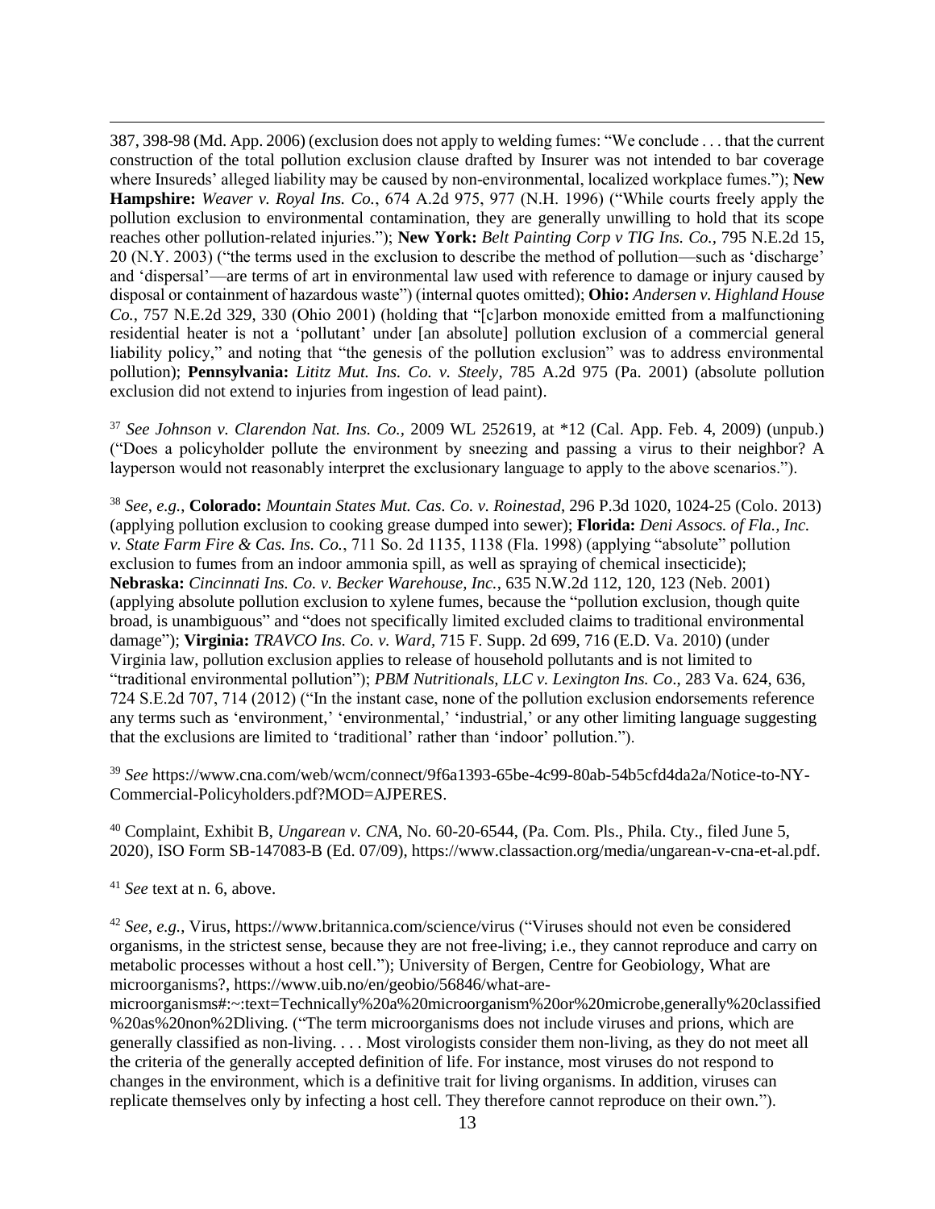387, 398-98 (Md. App. 2006) (exclusion does not apply to welding fumes: "We conclude . . . that the current construction of the total pollution exclusion clause drafted by Insurer was not intended to bar coverage where Insureds' alleged liability may be caused by non-environmental, localized workplace fumes."); **New Hampshire:** *Weaver v. Royal Ins. Co.*, 674 A.2d 975, 977 (N.H. 1996) ("While courts freely apply the pollution exclusion to environmental contamination, they are generally unwilling to hold that its scope reaches other pollution-related injuries."); **New York:** *Belt Painting Corp v TIG Ins. Co.*, 795 N.E.2d 15, 20 (N.Y. 2003) ("the terms used in the exclusion to describe the method of pollution—such as 'discharge' and 'dispersal'—are terms of art in environmental law used with reference to damage or injury caused by disposal or containment of hazardous waste") (internal quotes omitted); **Ohio:** *Andersen v. Highland House Co.*, 757 N.E.2d 329, 330 (Ohio 2001) (holding that "[c]arbon monoxide emitted from a malfunctioning residential heater is not a 'pollutant' under [an absolute] pollution exclusion of a commercial general liability policy," and noting that "the genesis of the pollution exclusion" was to address environmental pollution); **Pennsylvania:** *Lititz Mut. Ins. Co. v. Steely*, 785 A.2d 975 (Pa. 2001) (absolute pollution exclusion did not extend to injuries from ingestion of lead paint).

[37] *See Johnson v. Clarendon Nat. Ins. Co.*, 2009 WL 252619, at *12 (Cal. App. Feb. 4, 2009) (unpub.) ("Does a policyholder pollute the environment by sneezing and passing a virus to their neighbor? A layperson would not reasonably interpret the exclusionary language to apply to the above scenarios.").

[38] *See, e.g.*, **Colorado:** *Mountain States Mut. Cas. Co. v. Roinestad*, 296 P.3d 1020, 1024-25 (Colo. 2013) (applying pollution exclusion to cooking grease dumped into sewer); **Florida:** *Deni Assocs. of Fla., Inc. v. State Farm Fire & Cas. Ins. Co.*, 711 So. 2d 1135, 1138 (Fla. 1998) (applying "absolute" pollution exclusion to fumes from an indoor ammonia spill, as well as spraying of chemical insecticide); **Nebraska:** *Cincinnati Ins. Co. v. Becker Warehouse, Inc.*, 635 N.W.2d 112, 120, 123 (Neb. 2001) (applying absolute pollution exclusion to xylene fumes, because the "pollution exclusion, though quite broad, is unambiguous" and "does not specifically limited excluded claims to traditional environmental damage"); **Virginia:** *TRAVCO Ins. Co. v. Ward*, 715 F. Supp. 2d 699, 716 (E.D. Va. 2010) (under Virginia law, pollution exclusion applies to release of household pollutants and is not limited to "traditional environmental pollution"); *PBM Nutritionals, LLC v. Lexington Ins. Co*., 283 Va. 624, 636, 724 S.E.2d 707, 714 (2012) ("In the instant case, none of the pollution exclusion endorsements reference any terms such as 'environment,' 'environmental,' 'industrial,' or any other limiting language suggesting that the exclusions are limited to 'traditional' rather than 'indoor' pollution.").

[39] *See* https://www.cna.com/web/wcm/connect/9f6a1393-65be-4c99-80ab-54b5cfd4da2a/Notice-to-NY-Commercial-Policyholders.pdf?MOD=AJPERES.

[40] Complaint, Exhibit B, *Ungarean v. CNA*, No. 60-20-6544, (Pa. Com. Pls., Phila. Cty., filed June 5, 2020), ISO Form SB-147083-B (Ed. 07/09), https://www.classaction.org/media/ungarean-v-cna-et-al.pdf.

[41] *See* text at n. 6, above.

[42] *See, e.g.*, Virus, https://www.britannica.com/science/virus ("Viruses should not even be considered organisms, in the strictest sense, because they are not free-living; i.e., they cannot reproduce and carry on metabolic processes without a host cell."); University of Bergen, Centre for Geobiology, What are microorganisms?, https://www.uib.no/en/geobio/56846/what-are-microorganisms#:~:text=Technically%20a%20microorganism%20or%20microbe,generally%20classified%20as%20non%2Dliving. ("The term microorganisms does not include viruses and prions, which are generally classified as non-living. . . . Most virologists consider them non-living, as they do not meet all the criteria of the generally accepted definition of life. For instance, most viruses do not respond to changes in the environment, which is a definitive trait for living organisms. In addition, viruses can replicate themselves only by infecting a host cell. They therefore cannot reproduce on their own.").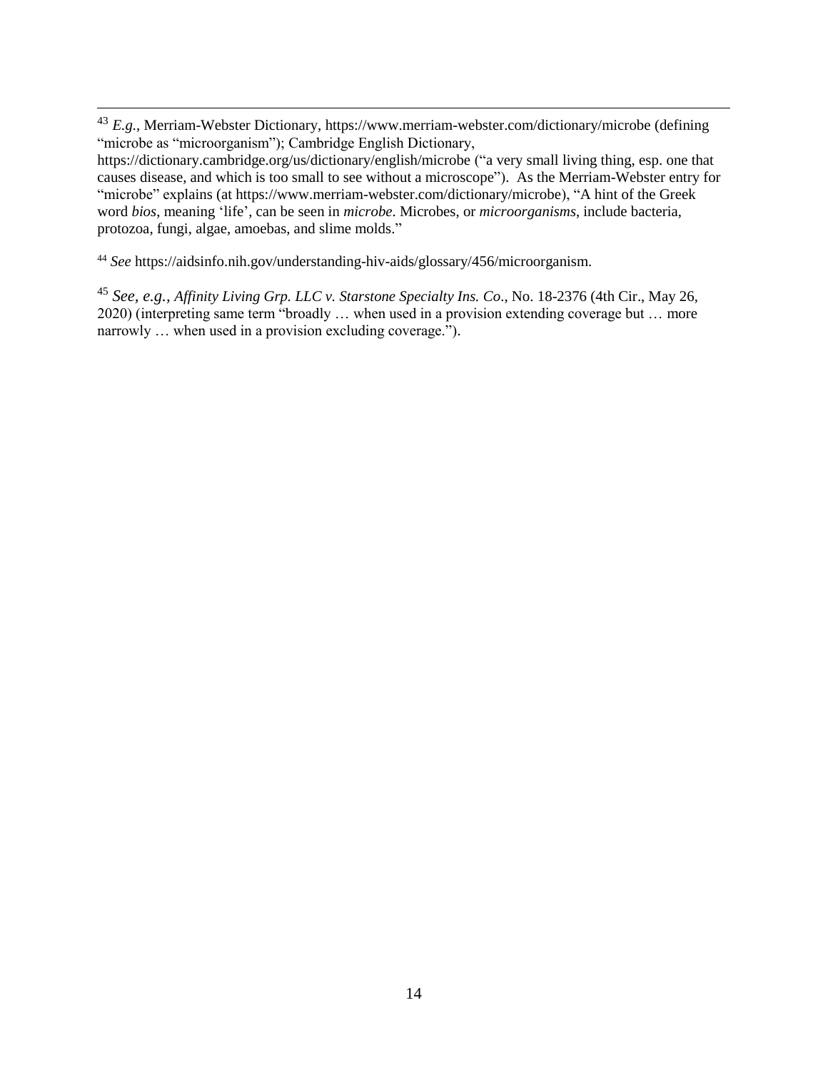[43] *E.g.*, Merriam-Webster Dictionary, https://www.merriam-webster.com/dictionary/microbe (defining "microbe as "microorganism"); Cambridge English Dictionary, https://dictionary.cambridge.org/us/dictionary/english/microbe ("a very small living thing, esp. one that causes disease, and which is too small to see without a microscope"). As the Merriam-Webster entry for "microbe" explains (at https://www.merriam-webster.com/dictionary/microbe), "A hint of the Greek word *bios*, meaning 'life', can be seen in *microbe*. Microbes, or *microorganisms*, include bacteria, protozoa, fungi, algae, amoebas, and slime molds."

[44] *See* https://aidsinfo.nih.gov/understanding-hiv-aids/glossary/456/microorganism.

[45] *See, e.g.*, *Affinity Living Grp. LLC v. Starstone Specialty Ins. Co*., No. 18-2376 (4th Cir., May 26, 2020) (interpreting same term "broadly … when used in a provision extending coverage but … more narrowly … when used in a provision excluding coverage.").